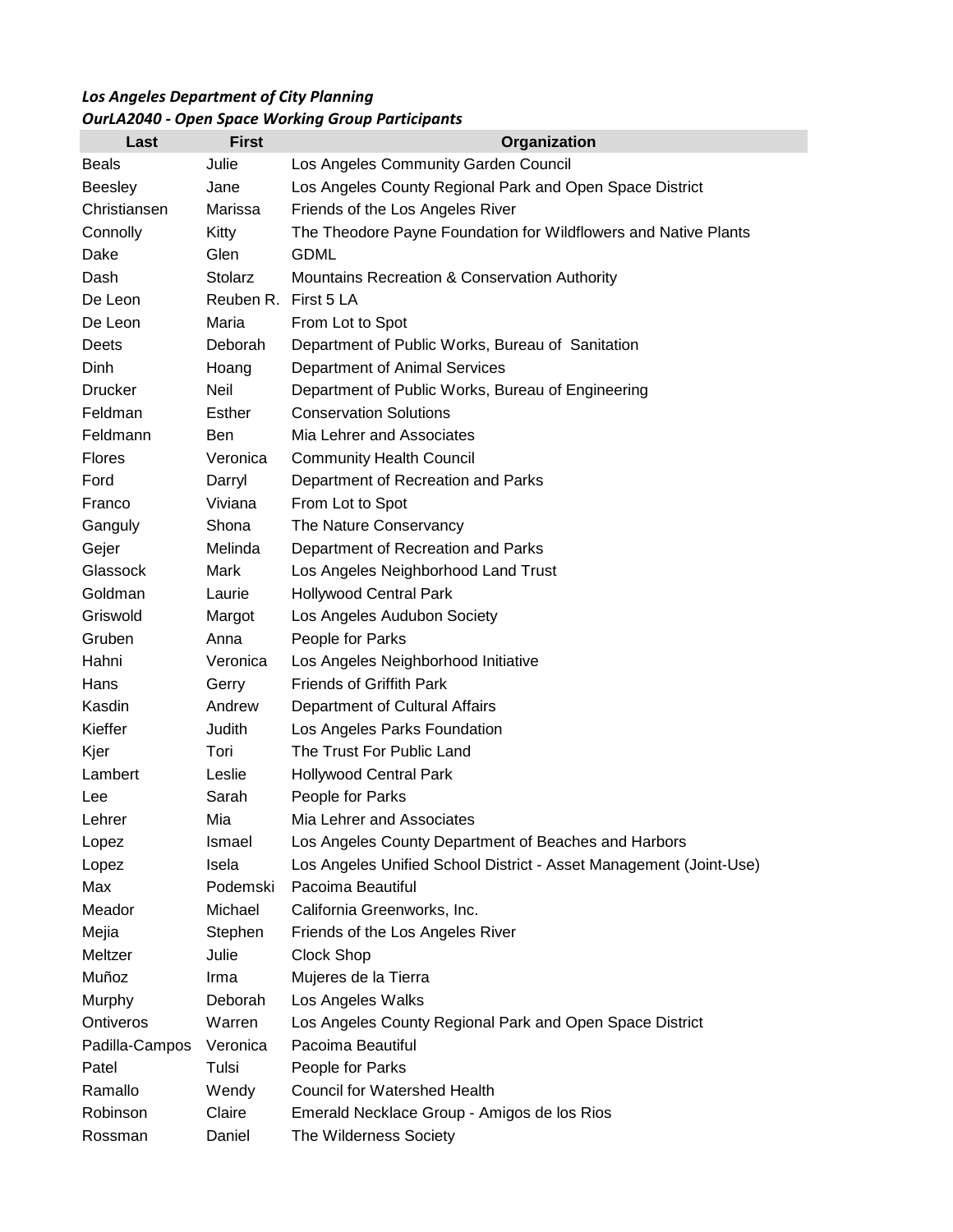***Los Angeles Department of City Planning***

***OurLA2040 - Open Space Working Group Participants***

| Last | First | Organization |
|---|---|---|
| Beals | Julie | Los Angeles Community Garden Council |
| Beesley | Jane | Los Angeles County Regional Park and Open Space District |
| Christiansen | Marissa | Friends of the Los Angeles River |
| Connolly | Kitty | The Theodore Payne Foundation for Wildflowers and Native Plants |
| Dake | Glen | GDML |
| Dash | Stolarz | Mountains Recreation & Conservation Authority |
| De Leon | Reuben R. | First 5 LA |
| De Leon | Maria | From Lot to Spot |
| Deets | Deborah | Department of Public Works, Bureau of  Sanitation |
| Dinh | Hoang | Department of Animal Services |
| Drucker | Neil | Department of Public Works, Bureau of Engineering |
| Feldman | Esther | Conservation Solutions |
| Feldmann | Ben | Mia Lehrer and Associates |
| Flores | Veronica | Community Health Council |
| Ford | Darryl | Department of Recreation and Parks |
| Franco | Viviana | From Lot to Spot |
| Ganguly | Shona | The Nature Conservancy |
| Gejer | Melinda | Department of Recreation and Parks |
| Glassock | Mark | Los Angeles Neighborhood Land Trust |
| Goldman | Laurie | Hollywood Central Park |
| Griswold | Margot | Los Angeles Audubon Society |
| Gruben | Anna | People for Parks |
| Hahni | Veronica | Los Angeles Neighborhood Initiative |
| Hans | Gerry | Friends of Griffith Park |
| Kasdin | Andrew | Department of Cultural Affairs |
| Kieffer | Judith | Los Angeles Parks Foundation |
| Kjer | Tori | The Trust For Public Land |
| Lambert | Leslie | Hollywood Central Park |
| Lee | Sarah | People for Parks |
| Lehrer | Mia | Mia Lehrer and Associates |
| Lopez | Ismael | Los Angeles County Department of Beaches and Harbors |
| Lopez | Isela | Los Angeles Unified School District - Asset Management (Joint-Use) |
| Max | Podemski | Pacoima Beautiful |
| Meador | Michael | California Greenworks, Inc. |
| Mejia | Stephen | Friends of the Los Angeles River |
| Meltzer | Julie | Clock Shop |
| Muñoz | Irma | Mujeres de la Tierra |
| Murphy | Deborah | Los Angeles Walks |
| Ontiveros | Warren | Los Angeles County Regional Park and Open Space District |
| Padilla-Campos | Veronica | Pacoima Beautiful |
| Patel | Tulsi | People for Parks |
| Ramallo | Wendy | Council for Watershed Health |
| Robinson | Claire | Emerald Necklace Group - Amigos de los Rios |
| Rossman | Daniel | The Wilderness Society |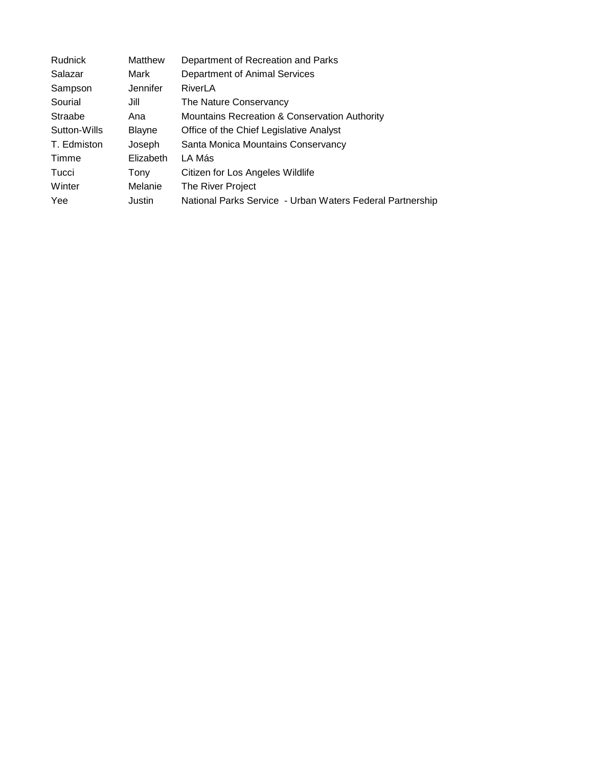| | | |
|---|---|---|
| Rudnick | Matthew | Department of Recreation and Parks |
| Salazar | Mark | Department of Animal Services |
| Sampson | Jennifer | RiverLA |
| Sourial | Jill | The Nature Conservancy |
| Straabe | Ana | Mountains Recreation & Conservation Authority |
| Sutton-Wills | Blayne | Office of the Chief Legislative Analyst |
| T. Edmiston | Joseph | Santa Monica Mountains Conservancy |
| Timme | Elizabeth | LA Más |
| Tucci | Tony | Citizen for Los Angeles Wildlife |
| Winter | Melanie | The River Project |
| Yee | Justin | National Parks Service - Urban Waters Federal Partnership |